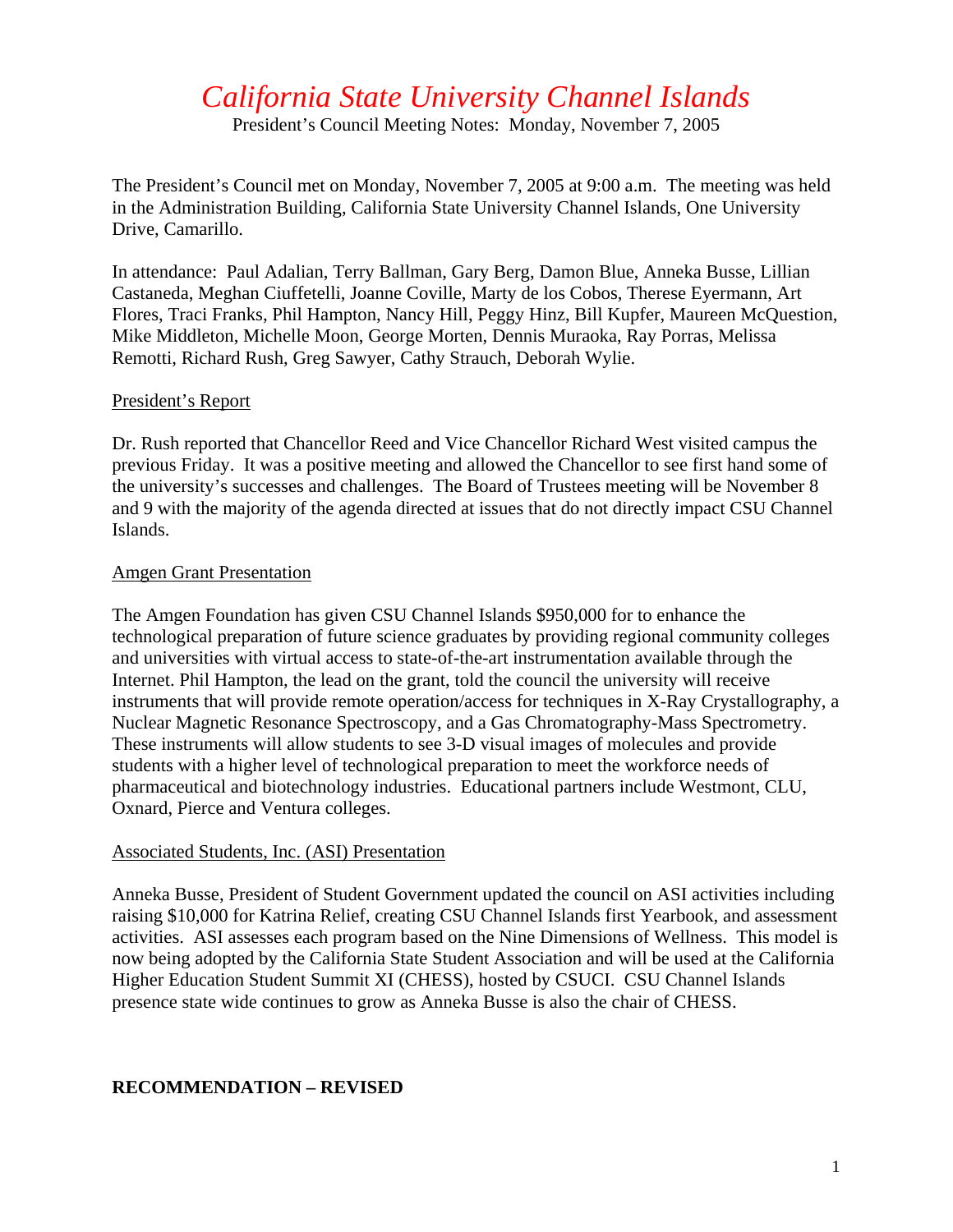# *California State University Channel Islands*

President's Council Meeting Notes: Monday, November 7, 2005

The President's Council met on Monday, November 7, 2005 at 9:00 a.m. The meeting was held in the Administration Building, California State University Channel Islands, One University Drive, Camarillo.

In attendance: Paul Adalian, Terry Ballman, Gary Berg, Damon Blue, Anneka Busse, Lillian Castaneda, Meghan Ciuffetelli, Joanne Coville, Marty de los Cobos, Therese Eyermann, Art Flores, Traci Franks, Phil Hampton, Nancy Hill, Peggy Hinz, Bill Kupfer, Maureen McQuestion, Mike Middleton, Michelle Moon, George Morten, Dennis Muraoka, Ray Porras, Melissa Remotti, Richard Rush, Greg Sawyer, Cathy Strauch, Deborah Wylie.

## President's Report

Dr. Rush reported that Chancellor Reed and Vice Chancellor Richard West visited campus the previous Friday. It was a positive meeting and allowed the Chancellor to see first hand some of the university's successes and challenges. The Board of Trustees meeting will be November 8 and 9 with the majority of the agenda directed at issues that do not directly impact CSU Channel Islands.

## Amgen Grant Presentation

The Amgen Foundation has given CSU Channel Islands $950,000 for to enhance the technological preparation of future science graduates by providing regional community colleges and universities with virtual access to state-of-the-art instrumentation available through the Internet. Phil Hampton, the lead on the grant, told the council the university will receive instruments that will provide remote operation/access for techniques in X-Ray Crystallography, a Nuclear Magnetic Resonance Spectroscopy, and a Gas Chromatography-Mass Spectrometry. These instruments will allow students to see 3-D visual images of molecules and provide students with a higher level of technological preparation to meet the workforce needs of pharmaceutical and biotechnology industries. Educational partners include Westmont, CLU, Oxnard, Pierce and Ventura colleges.

## Associated Students, Inc. (ASI) Presentation

Anneka Busse, President of Student Government updated the council on ASI activities including raising $10,000 for Katrina Relief, creating CSU Channel Islands first Yearbook, and assessment activities. ASI assesses each program based on the Nine Dimensions of Wellness. This model is now being adopted by the California State Student Association and will be used at the California Higher Education Student Summit XI (CHESS), hosted by CSUCI. CSU Channel Islands presence state wide continues to grow as Anneka Busse is also the chair of CHESS.

**RECOMMENDATION – REVISED**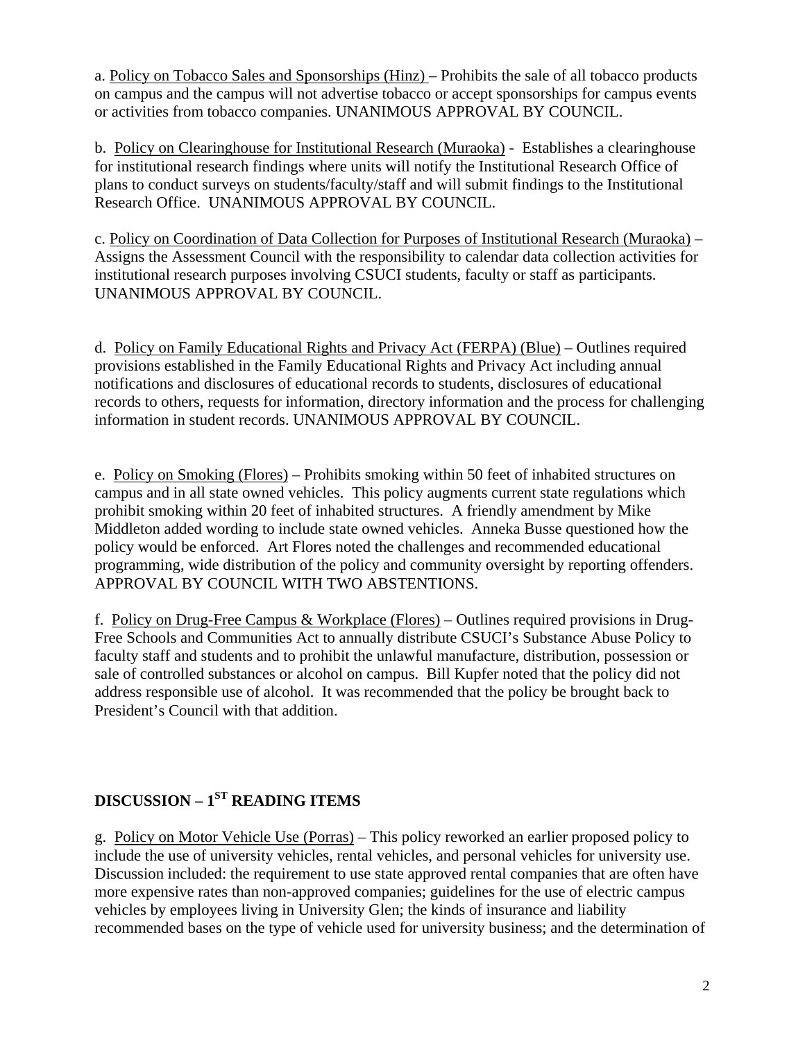a. Policy on Tobacco Sales and Sponsorships (Hinz) – Prohibits the sale of all tobacco products on campus and the campus will not advertise tobacco or accept sponsorships for campus events or activities from tobacco companies. UNANIMOUS APPROVAL BY COUNCIL.

b. Policy on Clearinghouse for Institutional Research (Muraoka) - Establishes a clearinghouse for institutional research findings where units will notify the Institutional Research Office of plans to conduct surveys on students/faculty/staff and will submit findings to the Institutional Research Office. UNANIMOUS APPROVAL BY COUNCIL.

c. Policy on Coordination of Data Collection for Purposes of Institutional Research (Muraoka) – Assigns the Assessment Council with the responsibility to calendar data collection activities for institutional research purposes involving CSUCI students, faculty or staff as participants. UNANIMOUS APPROVAL BY COUNCIL.

d. Policy on Family Educational Rights and Privacy Act (FERPA) (Blue) – Outlines required provisions established in the Family Educational Rights and Privacy Act including annual notifications and disclosures of educational records to students, disclosures of educational records to others, requests for information, directory information and the process for challenging information in student records. UNANIMOUS APPROVAL BY COUNCIL.

e. Policy on Smoking (Flores) – Prohibits smoking within 50 feet of inhabited structures on campus and in all state owned vehicles. This policy augments current state regulations which prohibit smoking within 20 feet of inhabited structures. A friendly amendment by Mike Middleton added wording to include state owned vehicles. Anneka Busse questioned how the policy would be enforced. Art Flores noted the challenges and recommended educational programming, wide distribution of the policy and community oversight by reporting offenders. APPROVAL BY COUNCIL WITH TWO ABSTENTIONS.

f. Policy on Drug-Free Campus & Workplace (Flores) – Outlines required provisions in Drug-Free Schools and Communities Act to annually distribute CSUCI's Substance Abuse Policy to faculty staff and students and to prohibit the unlawful manufacture, distribution, possession or sale of controlled substances or alcohol on campus. Bill Kupfer noted that the policy did not address responsible use of alcohol. It was recommended that the policy be brought back to President's Council with that addition.

## DISCUSSION – 1ST READING ITEMS

g. Policy on Motor Vehicle Use (Porras) – This policy reworked an earlier proposed policy to include the use of university vehicles, rental vehicles, and personal vehicles for university use. Discussion included: the requirement to use state approved rental companies that are often have more expensive rates than non-approved companies; guidelines for the use of electric campus vehicles by employees living in University Glen; the kinds of insurance and liability recommended bases on the type of vehicle used for university business; and the determination of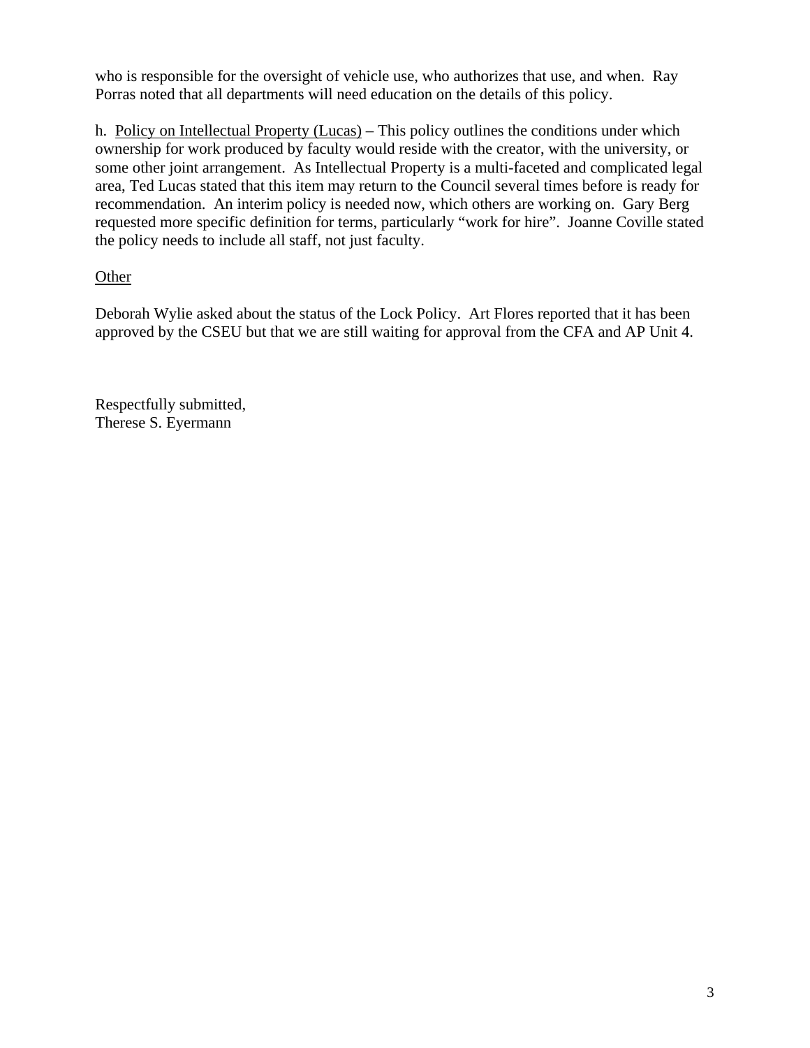who is responsible for the oversight of vehicle use, who authorizes that use, and when. Ray Porras noted that all departments will need education on the details of this policy.

h. <u>Policy on Intellectual Property (Lucas)</u> – This policy outlines the conditions under which ownership for work produced by faculty would reside with the creator, with the university, or some other joint arrangement. As Intellectual Property is a multi-faceted and complicated legal area, Ted Lucas stated that this item may return to the Council several times before is ready for recommendation. An interim policy is needed now, which others are working on. Gary Berg requested more specific definition for terms, particularly "work for hire". Joanne Coville stated the policy needs to include all staff, not just faculty.

<u>Other</u>

Deborah Wylie asked about the status of the Lock Policy. Art Flores reported that it has been approved by the CSEU but that we are still waiting for approval from the CFA and AP Unit 4.

Respectfully submitted,
Therese S. Eyermann